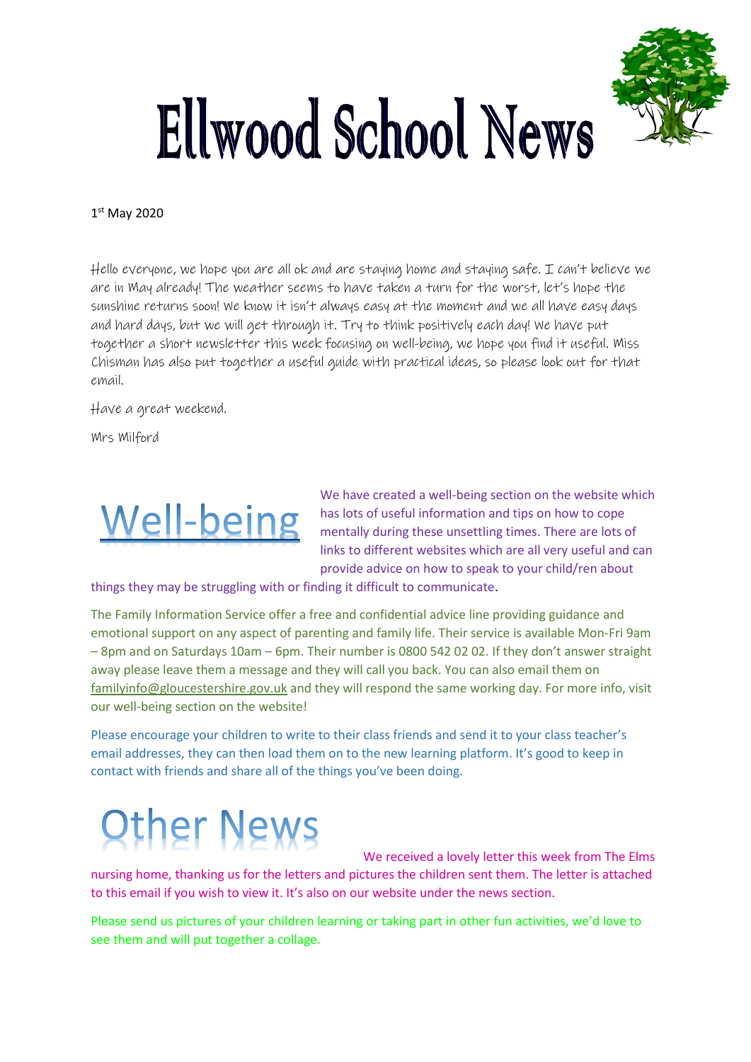# Ellwood School News

1st May 2020

Hello everyone, we hope you are all ok and are staying home and staying safe. I can't believe we are in May already! The weather seems to have taken a turn for the worst, let's hope the sunshine returns soon! We know it isn't always easy at the moment and we all have easy days and hard days, but we will get through it. Try to think positively each day! We have put together a short newsletter this week focusing on well-being, we hope you find it useful. Miss Chisman has also put together a useful guide with practical ideas, so please look out for that email.

Have a great weekend.

Mrs Milford

## Well-being

We have created a well-being section on the website which has lots of useful information and tips on how to cope mentally during these unsettling times. There are lots of links to different websites which are all very useful and can provide advice on how to speak to your child/ren about things they may be struggling with or finding it difficult to communicate.

The Family Information Service offer a free and confidential advice line providing guidance and emotional support on any aspect of parenting and family life. Their service is available Mon-Fri 9am – 8pm and on Saturdays 10am – 6pm. Their number is 0800 542 02 02. If they don't answer straight away please leave them a message and they will call you back. You can also email them on familyinfo@gloucestershire.gov.uk and they will respond the same working day. For more info, visit our well-being section on the website!

Please encourage your children to write to their class friends and send it to your class teacher's email addresses, they can then load them on to the new learning platform. It's good to keep in contact with friends and share all of the things you've been doing.

## Other News

We received a lovely letter this week from The Elms nursing home, thanking us for the letters and pictures the children sent them. The letter is attached to this email if you wish to view it. It's also on our website under the news section.

Please send us pictures of your children learning or taking part in other fun activities, we'd love to see them and will put together a collage.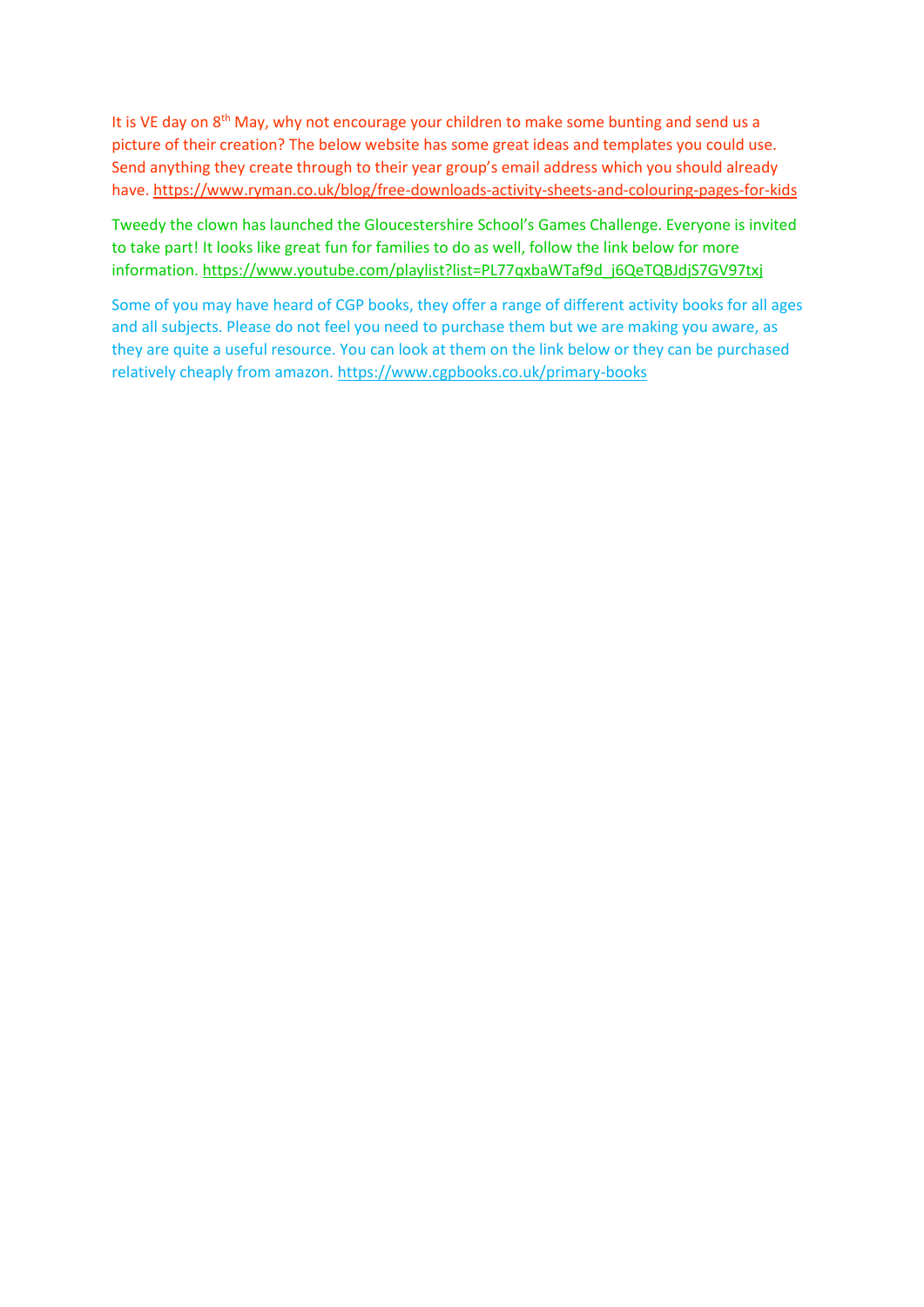It is VE day on 8th May, why not encourage your children to make some bunting and send us a picture of their creation? The below website has some great ideas and templates you could use. Send anything they create through to their year group's email address which you should already have. https://www.ryman.co.uk/blog/free-downloads-activity-sheets-and-colouring-pages-for-kids

Tweedy the clown has launched the Gloucestershire School's Games Challenge. Everyone is invited to take part! It looks like great fun for families to do as well, follow the link below for more information. https://www.youtube.com/playlist?list=PL77qxbaWTaf9d_j6QeTQBJdjS7GV97txj

Some of you may have heard of CGP books, they offer a range of different activity books for all ages and all subjects. Please do not feel you need to purchase them but we are making you aware, as they are quite a useful resource. You can look at them on the link below or they can be purchased relatively cheaply from amazon. https://www.cgpbooks.co.uk/primary-books